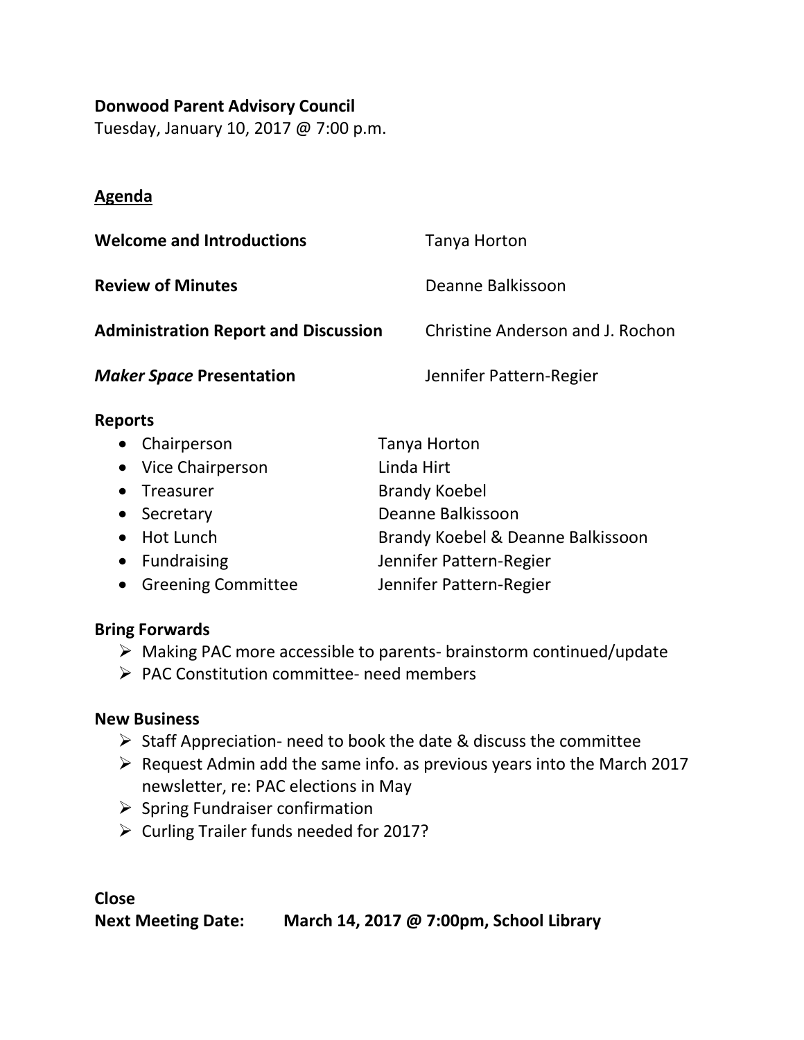**Donwood Parent Advisory Council**
Tuesday, January 10, 2017 @ 7:00 p.m.

## Agenda

| | |
|---|---|
| **Welcome and Introductions** | Tanya Horton |
| **Review of Minutes** | Deanne Balkissoon |
| **Administration Report and Discussion** | Christine Anderson and J. Rochon |
| ***Maker Space* Presentation** | Jennifer Pattern-Regier |

**Reports**

| | |
|---|---|
| • Chairperson | Tanya Horton |
| • Vice Chairperson | Linda Hirt |
| • Treasurer | Brandy Koebel |
| • Secretary | Deanne Balkissoon |
| • Hot Lunch | Brandy Koebel & Deanne Balkissoon |
| • Fundraising | Jennifer Pattern-Regier |
| • Greening Committee | Jennifer Pattern-Regier |

**Bring Forwards**

- Making PAC more accessible to parents- brainstorm continued/update
- PAC Constitution committee- need members

**New Business**

- Staff Appreciation- need to book the date & discuss the committee
- Request Admin add the same info. as previous years into the March 2017 newsletter, re: PAC elections in May
- Spring Fundraiser confirmation
- Curling Trailer funds needed for 2017?

**Close**

**Next Meeting Date: March 14, 2017 @ 7:00pm, School Library**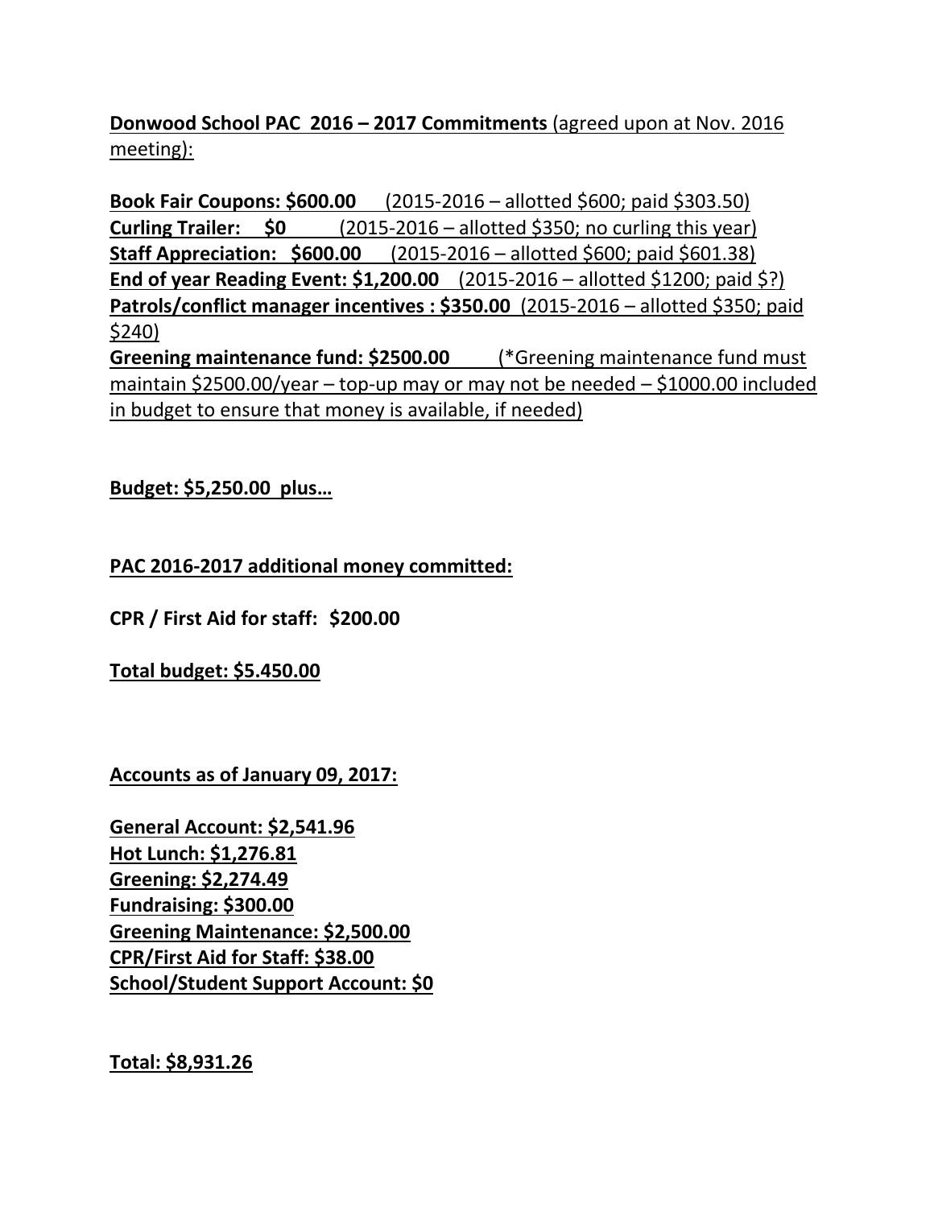**Donwood School PAC 2016 – 2017 Commitments** (agreed upon at Nov. 2016 meeting):

**Book Fair Coupons: $600.00** (2015-2016 – allotted $600; paid $303.50)
**Curling Trailer: $0** (2015-2016 – allotted $350; no curling this year)
**Staff Appreciation: $600.00** (2015-2016 – allotted $600; paid $601.38)
**End of year Reading Event: $1,200.00** (2015-2016 – allotted $1200; paid $?)
**Patrols/conflict manager incentives : $350.00** (2015-2016 – allotted $350; paid $240)
**Greening maintenance fund: $2500.00** (*Greening maintenance fund must maintain $2500.00/year – top-up may or may not be needed – $1000.00 included in budget to ensure that money is available, if needed)

**Budget: $5,250.00 plus…**

**PAC 2016-2017 additional money committed:**

**CPR / First Aid for staff: $200.00**

**Total budget: $5.450.00**

**Accounts as of January 09, 2017:**

**General Account: $2,541.96**
**Hot Lunch: $1,276.81**
**Greening: $2,274.49**
**Fundraising: $300.00**
**Greening Maintenance: $2,500.00**
**CPR/First Aid for Staff: $38.00**
**School/Student Support Account: $0**

**Total: $8,931.26**